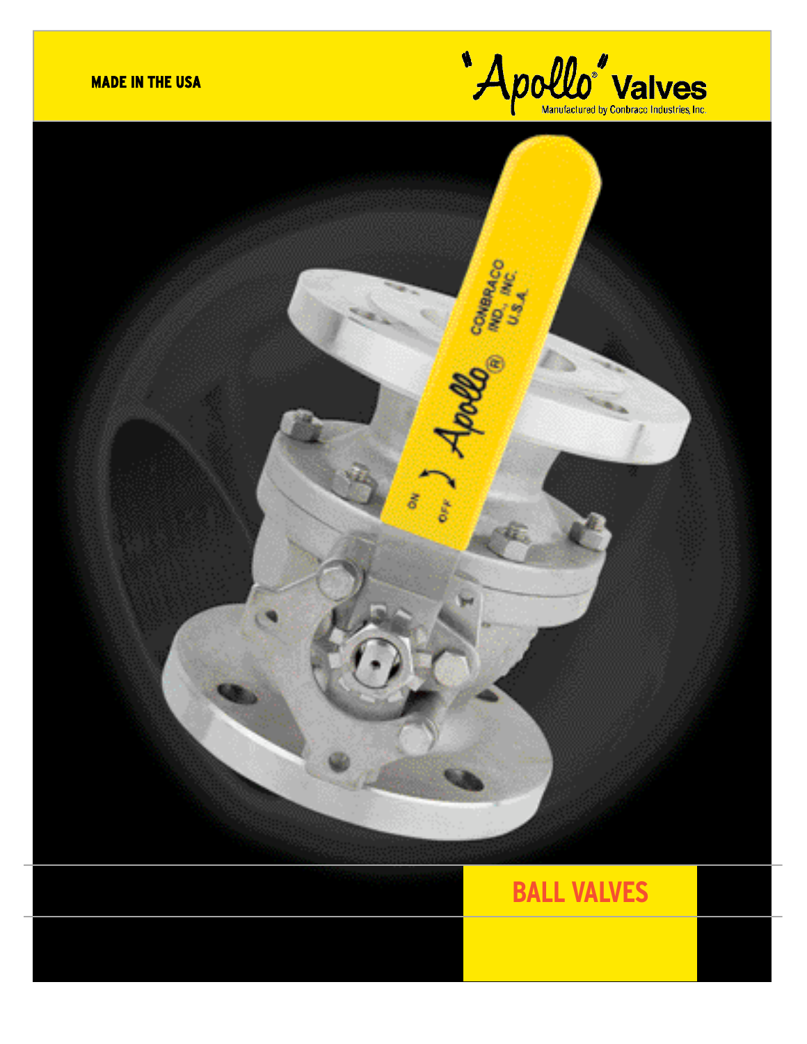MADE IN THE USA

"Apollo" Valves

Manufactured by Conbraco Industries, Inc.

# BALL VALVES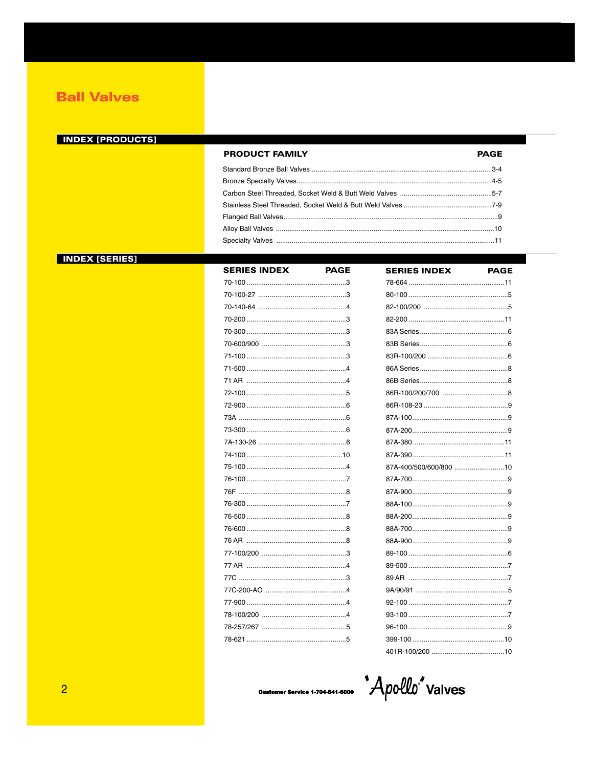# Ball Valves

## INDEX [PRODUCTS]

| PRODUCT FAMILY | PAGE |
|---|---|
| Standard Bronze Ball Valves | 3-4 |
| Bronze Specialty Valves | 4-5 |
| Carbon Steel Threaded, Socket Weld & Butt Weld Valves | 5-7 |
| Stainless Steel Threaded, Socket Weld & Butt Weld Valves | 7-9 |
| Flanged Ball Valves | 9 |
| Alloy Ball Valves | 10 |
| Specialty Valves | 11 |

## INDEX [SERIES]

| SERIES INDEX | PAGE |
|---|---|
| 70-100 | 3 |
| 70-100-27 | 3 |
| 70-140-64 | 4 |
| 70-200 | 3 |
| 70-300 | 3 |
| 70-600/900 | 3 |
| 71-100 | 3 |
| 71-500 | 4 |
| 71 AR | 4 |
| 72-100 | 5 |
| 72-900 | 6 |
| 73A | 6 |
| 73-300 | 6 |
| 7A-130-26 | 6 |
| 74-100 | 10 |
| 75-100 | 4 |
| 76-100 | 7 |
| 76F | 8 |
| 76-300 | 7 |
| 76-500 | 8 |
| 76-600 | 8 |
| 76 AR | 8 |
| 77-100/200 | 3 |
| 77 AR | 4 |
| 77C | 3 |
| 77C-200-AO | 4 |
| 77-900 | 4 |
| 78-100/200 | 4 |
| 78-257/267 | 5 |
| 78-621 | 5 |

| SERIES INDEX | PAGE |
|---|---|
| 78-664 | 11 |
| 80-100 | 5 |
| 82-100/200 | 5 |
| 82-200 | 11 |
| 83A Series | 6 |
| 83B Series | 6 |
| 83R-100/200 | 6 |
| 86A Series | 8 |
| 86B Series | 8 |
| 86R-100/200/700 | 8 |
| 86R-108-23 | 9 |
| 87A-100 | 9 |
| 87A-200 | 9 |
| 87A-380 | 11 |
| 87A-390 | 11 |
| 87A-400/500/600/800 | 10 |
| 87A-700 | 9 |
| 87A-900 | 9 |
| 88A-100 | 9 |
| 88A-200 | 9 |
| 88A-700 | 9 |
| 88A-900 | 9 |
| 89-100 | 6 |
| 89-500 | 7 |
| 89 AR | 7 |
| 9A/90/91 | 5 |
| 92-100 | 7 |
| 93-100 | 7 |
| 96-100 | 9 |
| 399-100 | 10 |
| 401R-100/200 | 10 |

Customer Service 1-704-841-6000 Apollo® Valves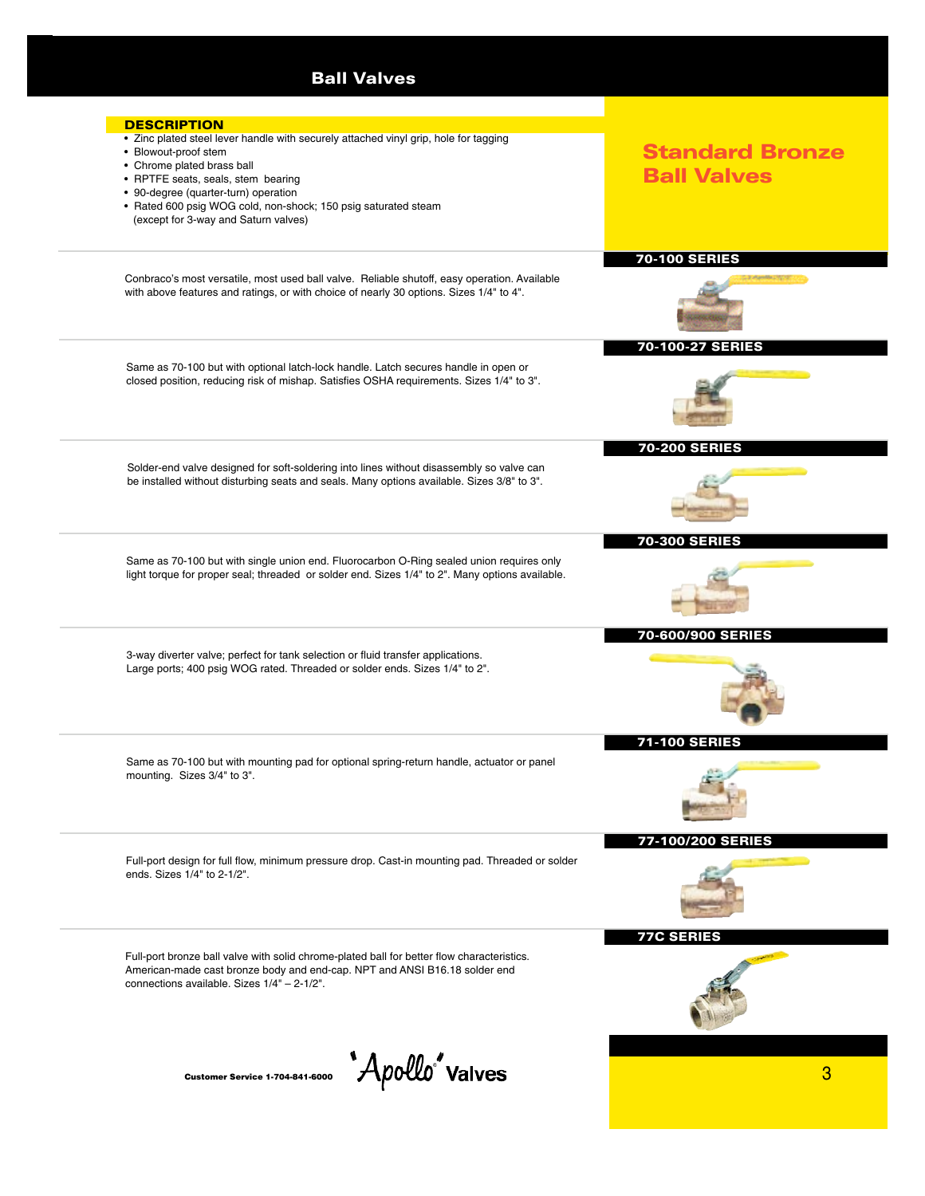# Ball Valves

## Standard Bronze Ball Valves

### DESCRIPTION

- Zinc plated steel lever handle with securely attached vinyl grip, hole for tagging
- Blowout-proof stem
- Chrome plated brass ball
- RPTFE seats, seals, stem bearing
- 90-degree (quarter-turn) operation
- Rated 600 psig WOG cold, non-shock; 150 psig saturated steam (except for 3-way and Saturn valves)

### 70-100 SERIES

Conbraco's most versatile, most used ball valve. Reliable shutoff, easy operation. Available with above features and ratings, or with choice of nearly 30 options. Sizes 1/4" to 4".

### 70-100-27 SERIES

Same as 70-100 but with optional latch-lock handle. Latch secures handle in open or closed position, reducing risk of mishap. Satisfies OSHA requirements. Sizes 1/4" to 3".

### 70-200 SERIES

Solder-end valve designed for soft-soldering into lines without disassembly so valve can be installed without disturbing seats and seals. Many options available. Sizes 3/8" to 3".

### 70-300 SERIES

Same as 70-100 but with single union end. Fluorocarbon O-Ring sealed union requires only light torque for proper seal; threaded or solder end. Sizes 1/4" to 2". Many options available.

### 70-600/900 SERIES

3-way diverter valve; perfect for tank selection or fluid transfer applications. Large ports; 400 psig WOG rated. Threaded or solder ends. Sizes 1/4" to 2".

### 71-100 SERIES

Same as 70-100 but with mounting pad for optional spring-return handle, actuator or panel mounting. Sizes 3/4" to 3".

### 77-100/200 SERIES

Full-port design for full flow, minimum pressure drop. Cast-in mounting pad. Threaded or solder ends. Sizes 1/4" to 2-1/2".

### 77C SERIES

Full-port bronze ball valve with solid chrome-plated ball for better flow characteristics. American-made cast bronze body and end-cap. NPT and ANSI B16.18 solder end connections available. Sizes 1/4" – 2-1/2".

Customer Service 1-704-841-6000

'Apollo' Valves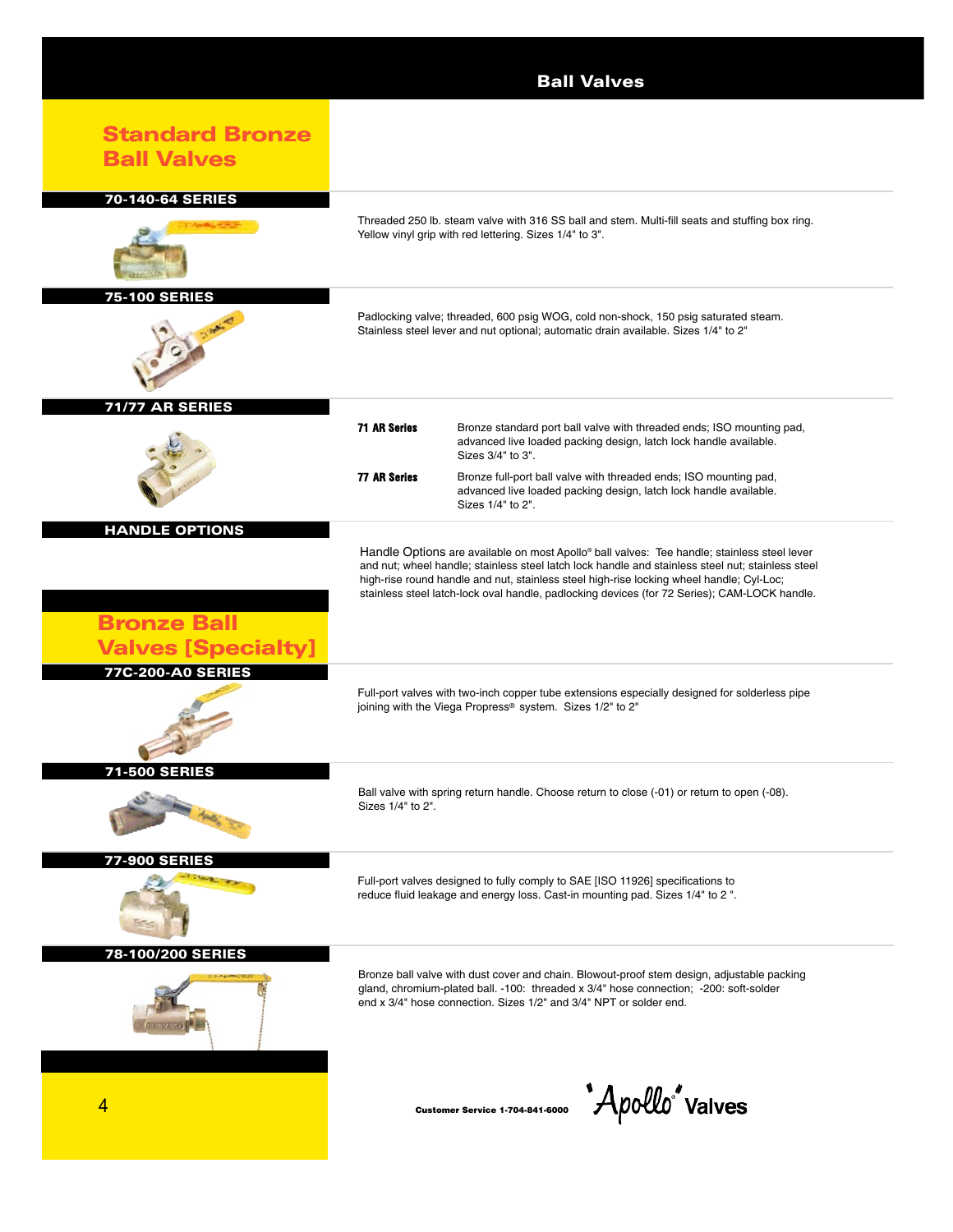# Ball Valves

## Standard Bronze Ball Valves

### 70-140-64 SERIES

Threaded 250 lb. steam valve with 316 SS ball and stem. Multi-fill seats and stuffing box ring. Yellow vinyl grip with red lettering. Sizes 1/4" to 3".

### 75-100 SERIES

Padlocking valve; threaded, 600 psig WOG, cold non-shock, 150 psig saturated steam. Stainless steel lever and nut optional; automatic drain available. Sizes 1/4" to 2"

### 71/77 AR SERIES

**71 AR Series** — Bronze standard port ball valve with threaded ends; ISO mounting pad, advanced live loaded packing design, latch lock handle available. Sizes 3/4" to 3".

**77 AR Series** — Bronze full-port ball valve with threaded ends; ISO mounting pad, advanced live loaded packing design, latch lock handle available. Sizes 1/4" to 2".

### HANDLE OPTIONS

Handle Options are available on most Apollo® ball valves: Tee handle; stainless steel lever and nut; wheel handle; stainless steel latch lock handle and stainless steel nut; stainless steel high-rise round handle and nut, stainless steel high-rise locking wheel handle; Cyl-Loc; stainless steel latch-lock oval handle, padlocking devices (for 72 Series); CAM-LOCK handle.

## Bronze Ball Valves [Specialty]

### 77C-200-A0 SERIES

Full-port valves with two-inch copper tube extensions especially designed for solderless pipe joining with the Viega Propress® system. Sizes 1/2" to 2"

### 71-500 SERIES

Ball valve with spring return handle. Choose return to close (-01) or return to open (-08). Sizes 1/4" to 2".

### 77-900 SERIES

Full-port valves designed to fully comply to SAE [ISO 11926] specifications to reduce fluid leakage and energy loss. Cast-in mounting pad. Sizes 1/4" to 2 ".

### 78-100/200 SERIES

Bronze ball valve with dust cover and chain. Blowout-proof stem design, adjustable packing gland, chromium-plated ball. -100: threaded x 3/4" hose connection; -200: soft-solder end x 3/4" hose connection. Sizes 1/2" and 3/4" NPT or solder end.

Customer Service 1-704-841-6000 Apollo® Valves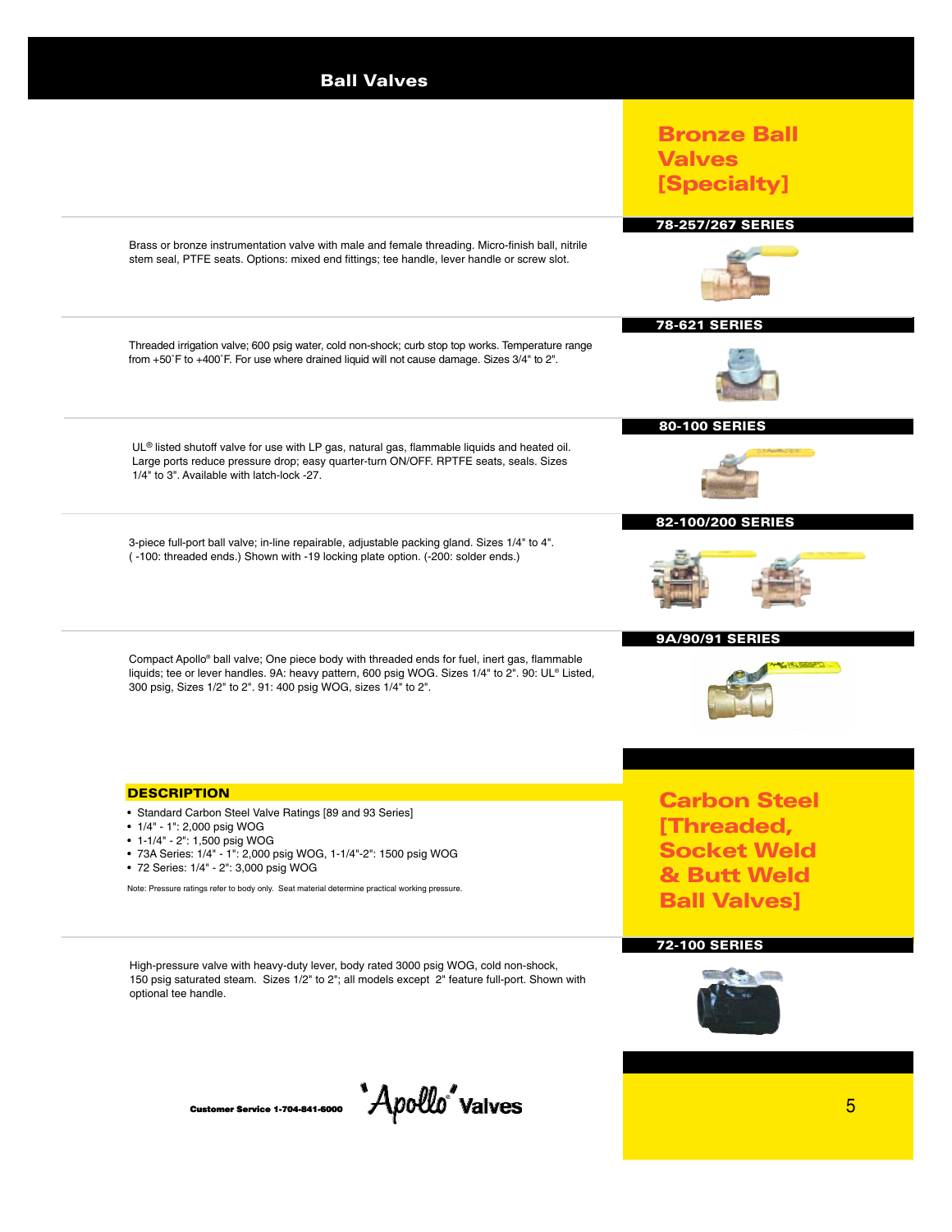# Ball Valves

## Bronze Ball Valves [Specialty]

### 78-257/267 SERIES

Brass or bronze instrumentation valve with male and female threading. Micro-finish ball, nitrile stem seal, PTFE seats. Options: mixed end fittings; tee handle, lever handle or screw slot.

### 78-621 SERIES

Threaded irrigation valve; 600 psig water, cold non-shock; curb stop top works. Temperature range from +50˚F to +400˚F. For use where drained liquid will not cause damage. Sizes 3/4" to 2".

### 80-100 SERIES

UL® listed shutoff valve for use with LP gas, natural gas, flammable liquids and heated oil. Large ports reduce pressure drop; easy quarter-turn ON/OFF. RPTFE seats, seals. Sizes 1/4" to 3". Available with latch-lock -27.

### 82-100/200 SERIES

3-piece full-port ball valve; in-line repairable, adjustable packing gland. Sizes 1/4" to 4". ( -100: threaded ends.) Shown with -19 locking plate option. (-200: solder ends.)

### 9A/90/91 SERIES

Compact Apollo® ball valve; One piece body with threaded ends for fuel, inert gas, flammable liquids; tee or lever handles. 9A: heavy pattern, 600 psig WOG. Sizes 1/4" to 2". 90: UL® Listed, 300 psig, Sizes 1/2" to 2". 91: 400 psig WOG, sizes 1/4" to 2".

## Carbon Steel [Threaded, Socket Weld & Butt Weld Ball Valves]

### DESCRIPTION

- Standard Carbon Steel Valve Ratings [89 and 93 Series]
- 1/4" - 1": 2,000 psig WOG
- 1-1/4" - 2": 1,500 psig WOG
- 73A Series: 1/4" - 1": 2,000 psig WOG, 1-1/4"-2": 1500 psig WOG
- 72 Series: 1/4" - 2": 3,000 psig WOG

Note: Pressure ratings refer to body only. Seat material determine practical working pressure.

### 72-100 SERIES

High-pressure valve with heavy-duty lever, body rated 3000 psig WOG, cold non-shock, 150 psig saturated steam. Sizes 1/2" to 2"; all models except 2" feature full-port. Shown with optional tee handle.

Customer Service 1-704-841-6000 — Apollo® Valves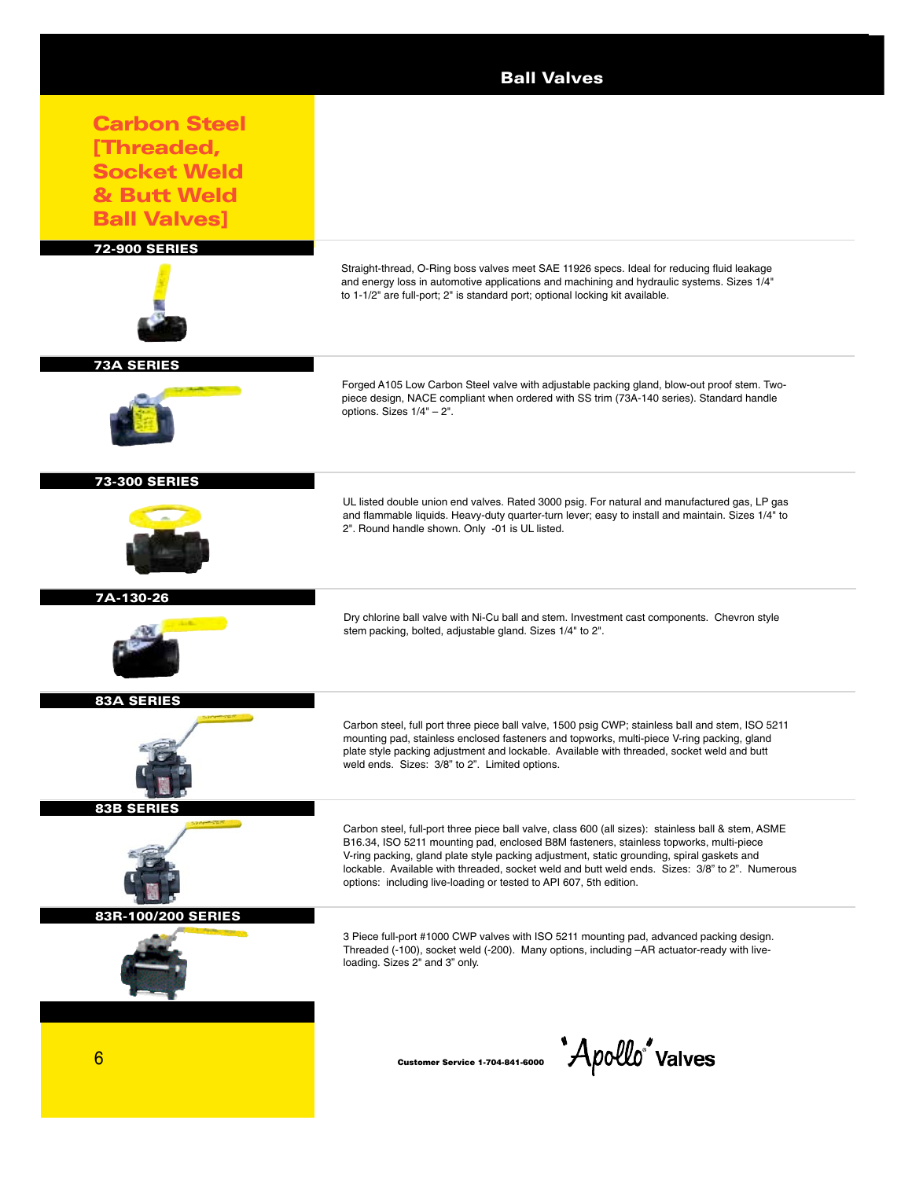# Ball Valves

## Carbon Steel [Threaded, Socket Weld & Butt Weld Ball Valves]

### 72-900 SERIES

Straight-thread, O-Ring boss valves meet SAE 11926 specs. Ideal for reducing fluid leakage and energy loss in automotive applications and machining and hydraulic systems. Sizes 1/4" to 1-1/2" are full-port; 2" is standard port; optional locking kit available.

### 73A SERIES

Forged A105 Low Carbon Steel valve with adjustable packing gland, blow-out proof stem. Two-piece design, NACE compliant when ordered with SS trim (73A-140 series). Standard handle options. Sizes 1/4" – 2".

### 73-300 SERIES

UL listed double union end valves. Rated 3000 psig. For natural and manufactured gas, LP gas and flammable liquids. Heavy-duty quarter-turn lever; easy to install and maintain. Sizes 1/4" to 2". Round handle shown. Only -01 is UL listed.

### 7A-130-26

Dry chlorine ball valve with Ni-Cu ball and stem. Investment cast components. Chevron style stem packing, bolted, adjustable gland. Sizes 1/4" to 2".

### 83A SERIES

Carbon steel, full port three piece ball valve, 1500 psig CWP; stainless ball and stem, ISO 5211 mounting pad, stainless enclosed fasteners and topworks, multi-piece V-ring packing, gland plate style packing adjustment and lockable. Available with threaded, socket weld and butt weld ends. Sizes: 3/8" to 2". Limited options.

### 83B SERIES

Carbon steel, full-port three piece ball valve, class 600 (all sizes): stainless ball & stem, ASME B16.34, ISO 5211 mounting pad, enclosed B8M fasteners, stainless topworks, multi-piece V-ring packing, gland plate style packing adjustment, static grounding, spiral gaskets and lockable. Available with threaded, socket weld and butt weld ends. Sizes: 3/8" to 2". Numerous options: including live-loading or tested to API 607, 5th edition.

### 83R-100/200 SERIES

3 Piece full-port #1000 CWP valves with ISO 5211 mounting pad, advanced packing design. Threaded (-100), socket weld (-200). Many options, including –AR actuator-ready with live-loading. Sizes 2" and 3" only.

Customer Service 1-704-841-6000 Apollo® Valves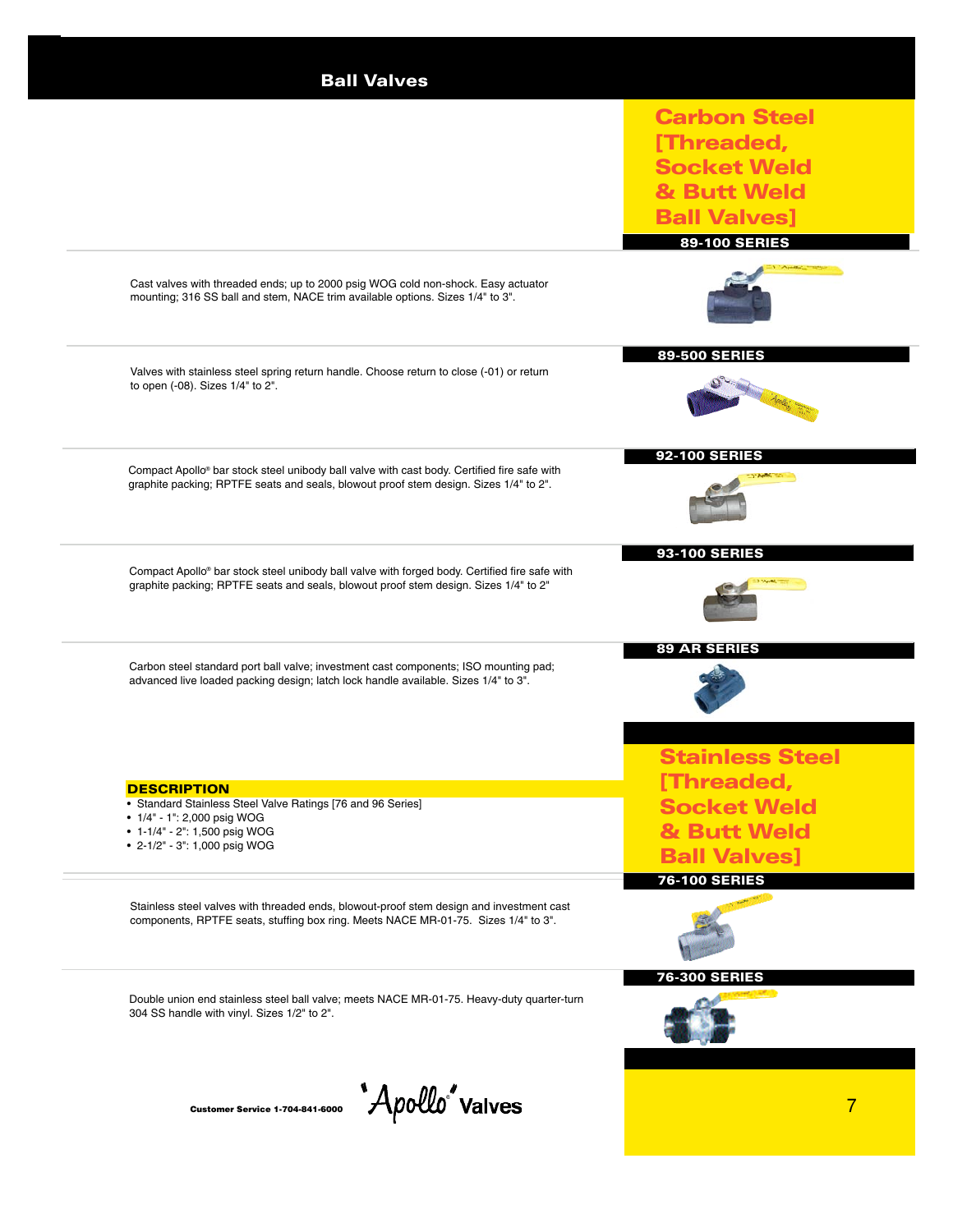# Ball Valves

## Carbon Steel [Threaded, Socket Weld & Butt Weld Ball Valves]

### 89-100 SERIES

Cast valves with threaded ends; up to 2000 psig WOG cold non-shock. Easy actuator mounting; 316 SS ball and stem, NACE trim available options. Sizes 1/4" to 3".

### 89-500 SERIES

Valves with stainless steel spring return handle. Choose return to close (-01) or return to open (-08). Sizes 1/4" to 2".

### 92-100 SERIES

Compact Apollo® bar stock steel unibody ball valve with cast body. Certified fire safe with graphite packing; RPTFE seats and seals, blowout proof stem design. Sizes 1/4" to 2".

### 93-100 SERIES

Compact Apollo® bar stock steel unibody ball valve with forged body. Certified fire safe with graphite packing; RPTFE seats and seals, blowout proof stem design. Sizes 1/4" to 2"

### 89 AR SERIES

Carbon steel standard port ball valve; investment cast components; ISO mounting pad; advanced live loaded packing design; latch lock handle available. Sizes 1/4" to 3".

## Stainless Steel [Threaded, Socket Weld & Butt Weld Ball Valves]

**DESCRIPTION**

- Standard Stainless Steel Valve Ratings [76 and 96 Series]
- 1/4" - 1": 2,000 psig WOG
- 1-1/4" - 2": 1,500 psig WOG
- 2-1/2" - 3": 1,000 psig WOG

### 76-100 SERIES

Stainless steel valves with threaded ends, blowout-proof stem design and investment cast components, RPTFE seats, stuffing box ring. Meets NACE MR-01-75. Sizes 1/4" to 3".

### 76-300 SERIES

Double union end stainless steel ball valve; meets NACE MR-01-75. Heavy-duty quarter-turn 304 SS handle with vinyl. Sizes 1/2" to 2".

Customer Service 1-704-841-6000 'Apollo'® Valves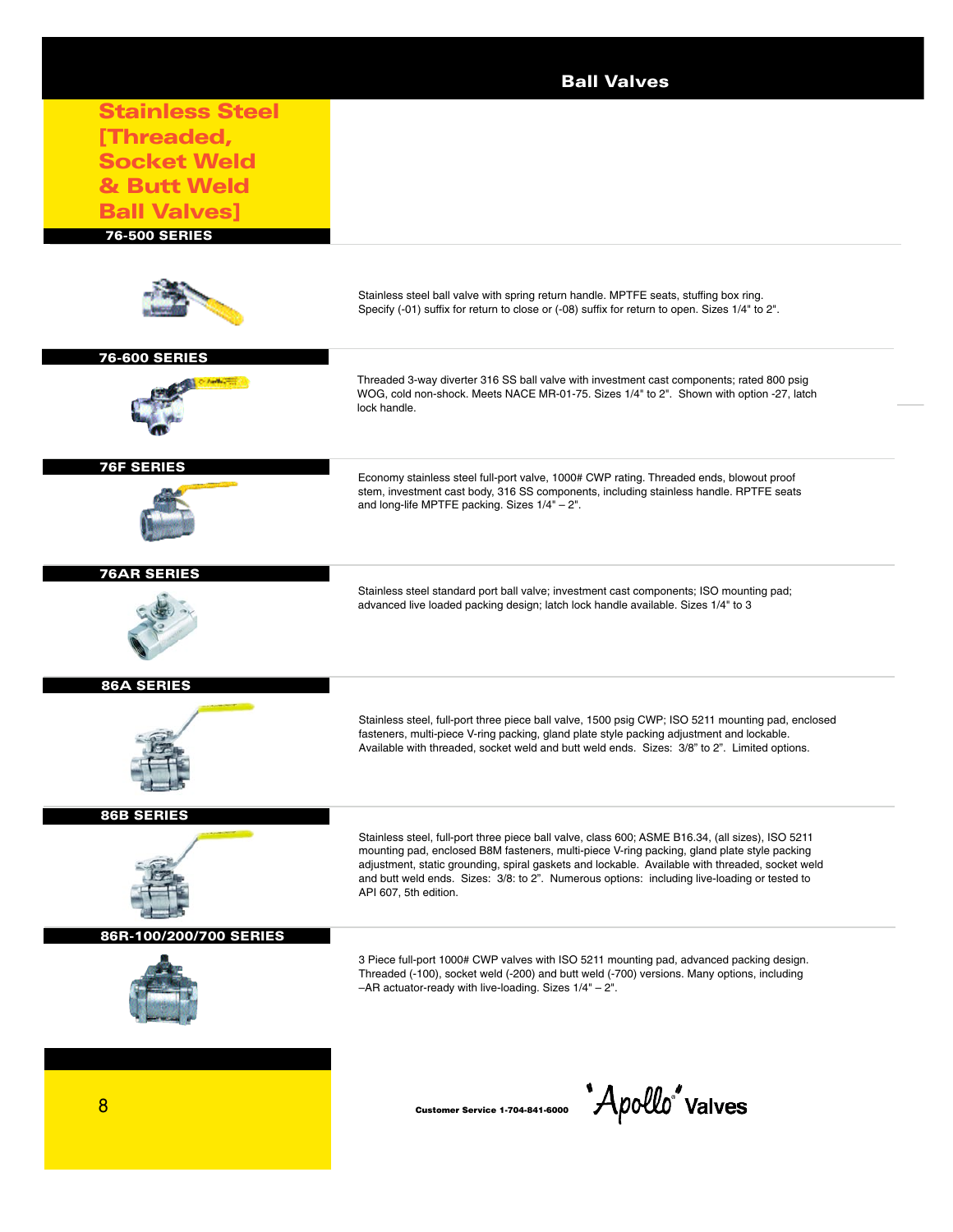# Ball Valves

## Stainless Steel [Threaded, Socket Weld & Butt Weld Ball Valves]

### 76-500 SERIES

Stainless steel ball valve with spring return handle. MPTFE seats, stuffing box ring. Specify (-01) suffix for return to close or (-08) suffix for return to open. Sizes 1/4" to 2".

### 76-600 SERIES

Threaded 3-way diverter 316 SS ball valve with investment cast components; rated 800 psig WOG, cold non-shock. Meets NACE MR-01-75. Sizes 1/4" to 2". Shown with option -27, latch lock handle.

### 76F SERIES

Economy stainless steel full-port valve, 1000# CWP rating. Threaded ends, blowout proof stem, investment cast body, 316 SS components, including stainless handle. RPTFE seats and long-life MPTFE packing. Sizes 1/4" – 2".

### 76AR SERIES

Stainless steel standard port ball valve; investment cast components; ISO mounting pad; advanced live loaded packing design; latch lock handle available. Sizes 1/4" to 3

### 86A SERIES

Stainless steel, full-port three piece ball valve, 1500 psig CWP; ISO 5211 mounting pad, enclosed fasteners, multi-piece V-ring packing, gland plate style packing adjustment and lockable. Available with threaded, socket weld and butt weld ends. Sizes: 3/8" to 2". Limited options.

### 86B SERIES

Stainless steel, full-port three piece ball valve, class 600; ASME B16.34, (all sizes), ISO 5211 mounting pad, enclosed B8M fasteners, multi-piece V-ring packing, gland plate style packing adjustment, static grounding, spiral gaskets and lockable. Available with threaded, socket weld and butt weld ends. Sizes: 3/8: to 2". Numerous options: including live-loading or tested to API 607, 5th edition.

### 86R-100/200/700 SERIES

3 Piece full-port 1000# CWP valves with ISO 5211 mounting pad, advanced packing design. Threaded (-100), socket weld (-200) and butt weld (-700) versions. Many options, including –AR actuator-ready with live-loading. Sizes 1/4" – 2".

Customer Service 1-704-841-6000 Apollo® Valves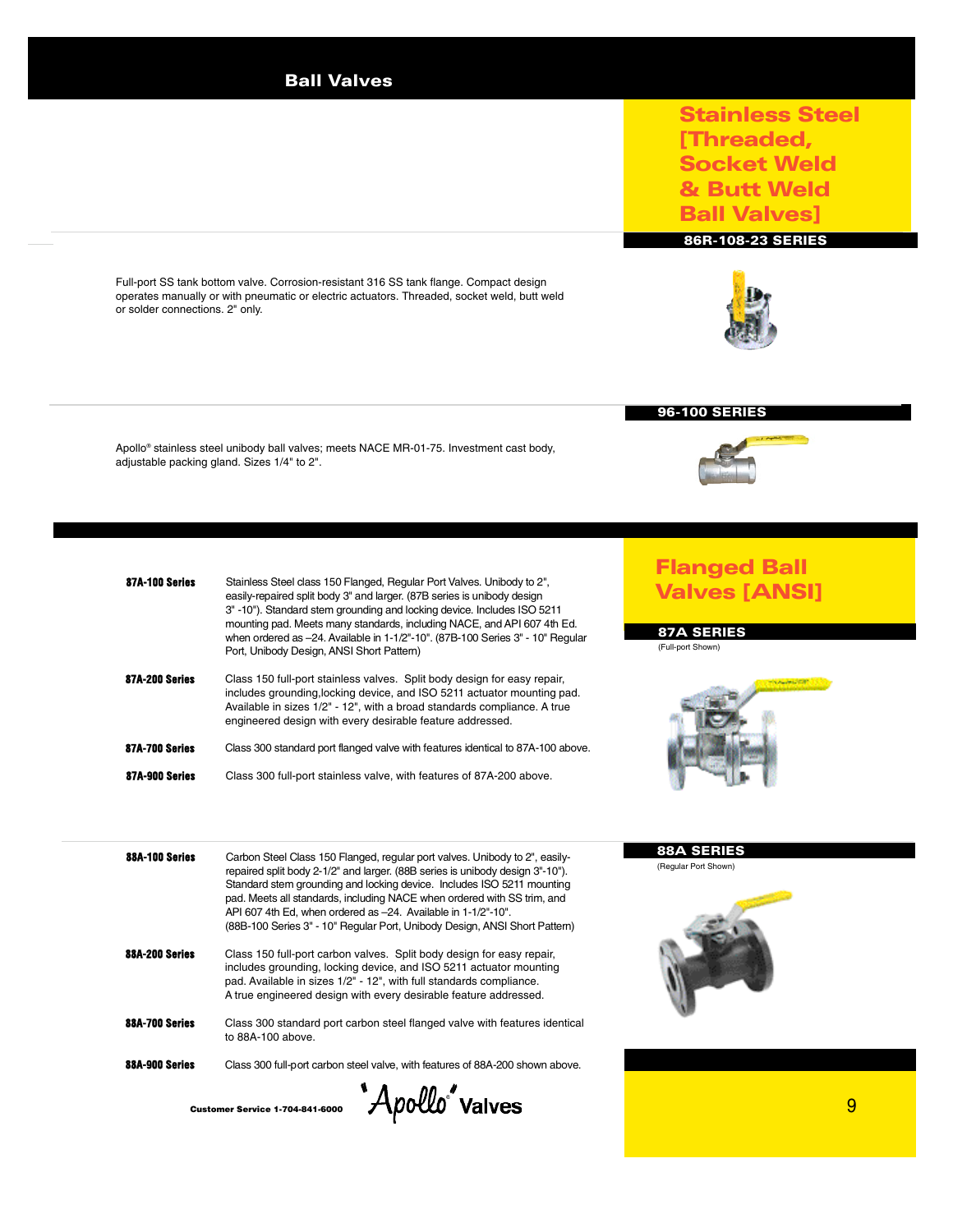# Ball Valves

## Stainless Steel [Threaded, Socket Weld & Butt Weld Ball Valves]

### 86R-108-23 SERIES

Full-port SS tank bottom valve. Corrosion-resistant 316 SS tank flange. Compact design operates manually or with pneumatic or electric actuators. Threaded, socket weld, butt weld or solder connections. 2" only.

### 96-100 SERIES

Apollo® stainless steel unibody ball valves; meets NACE MR-01-75. Investment cast body, adjustable packing gland. Sizes 1/4" to 2".

## Flanged Ball Valves [ANSI]

### 87A SERIES

(Full-port Shown)

**87A-100 Series** Stainless Steel class 150 Flanged, Regular Port Valves. Unibody to 2", easily-repaired split body 3" and larger. (87B series is unibody design 3" -10"). Standard stem grounding and locking device. Includes ISO 5211 mounting pad. Meets many standards, including NACE, and API 607 4th Ed. when ordered as –24. Available in 1-1/2"-10". (87B-100 Series 3" - 10" Regular Port, Unibody Design, ANSI Short Pattern)

**87A-200 Series** Class 150 full-port stainless valves. Split body design for easy repair, includes grounding,locking device, and ISO 5211 actuator mounting pad. Available in sizes 1/2" - 12", with a broad standards compliance. A true engineered design with every desirable feature addressed.

**87A-700 Series** Class 300 standard port flanged valve with features identical to 87A-100 above.

**87A-900 Series** Class 300 full-port stainless valve, with features of 87A-200 above.

### 88A SERIES

(Regular Port Shown)

**88A-100 Series** Carbon Steel Class 150 Flanged, regular port valves. Unibody to 2", easily-repaired split body 2-1/2" and larger. (88B series is unibody design 3"-10"). Standard stem grounding and locking device. Includes ISO 5211 mounting pad. Meets all standards, including NACE when ordered with SS trim, and API 607 4th Ed, when ordered as –24. Available in 1-1/2"-10". (88B-100 Series 3" - 10" Regular Port, Unibody Design, ANSI Short Pattern)

**88A-200 Series** Class 150 full-port carbon valves. Split body design for easy repair, includes grounding, locking device, and ISO 5211 actuator mounting pad. Available in sizes 1/2" - 12", with full standards compliance. A true engineered design with every desirable feature addressed.

**88A-700 Series** Class 300 standard port carbon steel flanged valve with features identical to 88A-100 above.

**88A-900 Series** Class 300 full-port carbon steel valve, with features of 88A-200 shown above.

Customer Service 1-704-841-6000 Apollo® Valves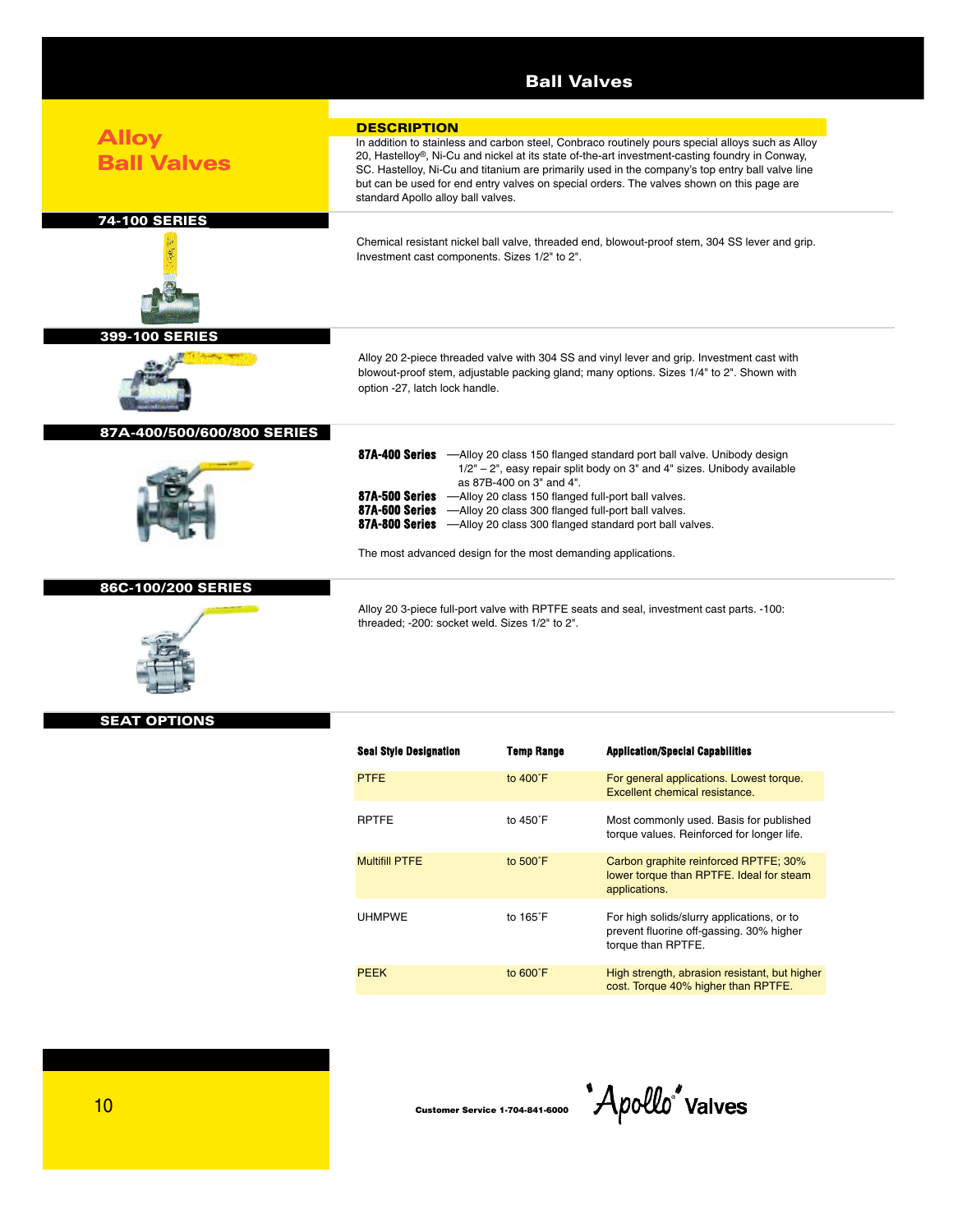# Ball Valves

## Alloy Ball Valves

### DESCRIPTION

In addition to stainless and carbon steel, Conbraco routinely pours special alloys such as Alloy 20, Hastelloy®, Ni-Cu and nickel at its state of-the-art investment-casting foundry in Conway, SC. Hastelloy, Ni-Cu and titanium are primarily used in the company's top entry ball valve line but can be used for end entry valves on special orders. The valves shown on this page are standard Apollo alloy ball valves.

### 74-100 SERIES

Chemical resistant nickel ball valve, threaded end, blowout-proof stem, 304 SS lever and grip. Investment cast components. Sizes 1/2" to 2".

### 399-100 SERIES

Alloy 20 2-piece threaded valve with 304 SS and vinyl lever and grip. Investment cast with blowout-proof stem, adjustable packing gland; many options. Sizes 1/4" to 2". Shown with option -27, latch lock handle.

### 87A-400/500/600/800 SERIES

**87A-400 Series** —Alloy 20 class 150 flanged standard port ball valve. Unibody design 1/2" – 2", easy repair split body on 3" and 4" sizes. Unibody available as 87B-400 on 3" and 4".

**87A-500 Series** —Alloy 20 class 150 flanged full-port ball valves.

**87A-600 Series** —Alloy 20 class 300 flanged full-port ball valves.

**87A-800 Series** —Alloy 20 class 300 flanged standard port ball valves.

The most advanced design for the most demanding applications.

### 86C-100/200 SERIES

Alloy 20 3-piece full-port valve with RPTFE seats and seal, investment cast parts. -100: threaded; -200: socket weld. Sizes 1/2" to 2".

### SEAT OPTIONS

| Seal Style Designation | Temp Range | Application/Special Capabilities |
|---|---|---|
| PTFE | to 400˚F | For general applications. Lowest torque. Excellent chemical resistance. |
| RPTFE | to 450˚F | Most commonly used. Basis for published torque values. Reinforced for longer life. |
| Multifill PTFE | to 500˚F | Carbon graphite reinforced RPTFE; 30% lower torque than RPTFE. Ideal for steam applications. |
| UHMPWE | to 165˚F | For high solids/slurry applications, or to prevent fluorine off-gassing. 30% higher torque than RPTFE. |
| PEEK | to 600˚F | High strength, abrasion resistant, but higher cost. Torque 40% higher than RPTFE. |

Customer Service 1-704-841-6000 Apollo® Valves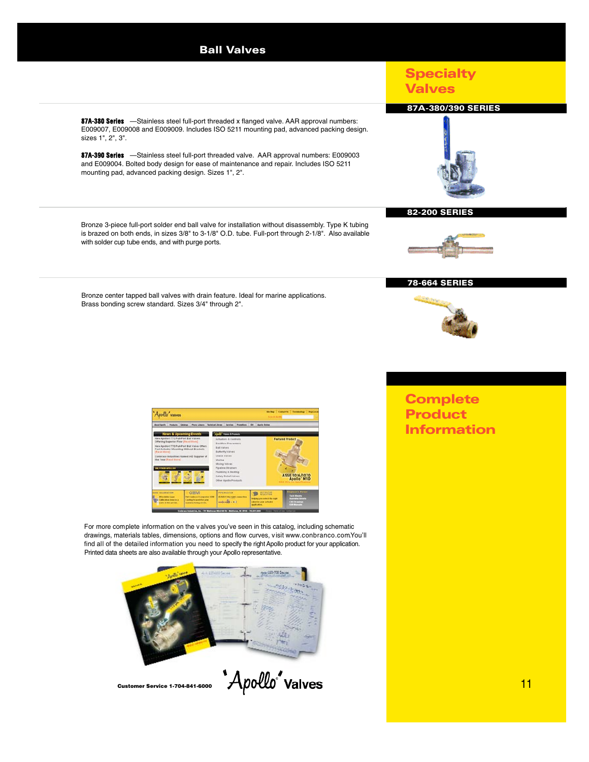# Ball Valves

## Specialty Valves

### 87A-380/390 SERIES

**87A-380 Series** —Stainless steel full-port threaded x flanged valve. AAR approval numbers: E009007, E009008 and E009009. Includes ISO 5211 mounting pad, advanced packing design. sizes 1", 2", 3".

**87A-390 Series** —Stainless steel full-port threaded valve. AAR approval numbers: E009003 and E009004. Bolted body design for ease of maintenance and repair. Includes ISO 5211 mounting pad, advanced packing design. Sizes 1", 2".

### 82-200 SERIES

Bronze 3-piece full-port solder end ball valve for installation without disassembly. Type K tubing is brazed on both ends, in sizes 3/8" to 3-1/8" O.D. tube. Full-port through 2-1/8". Also available with solder cup tube ends, and with purge ports.

### 78-664 SERIES

Bronze center tapped ball valves with drain feature. Ideal for marine applications. Brass bonding screw standard. Sizes 3/4" through 2".

## Complete Product Information

For more complete information on the valves you've seen in this catalog, including schematic drawings, materials tables, dimensions, options and flow curves, visit www.conbranco.com.You'll find all of the detailed information you need to specify the right Apollo product for your application. Printed data sheets are also available through your Apollo representative.

Customer Service 1-704-841-6000 Apollo Valves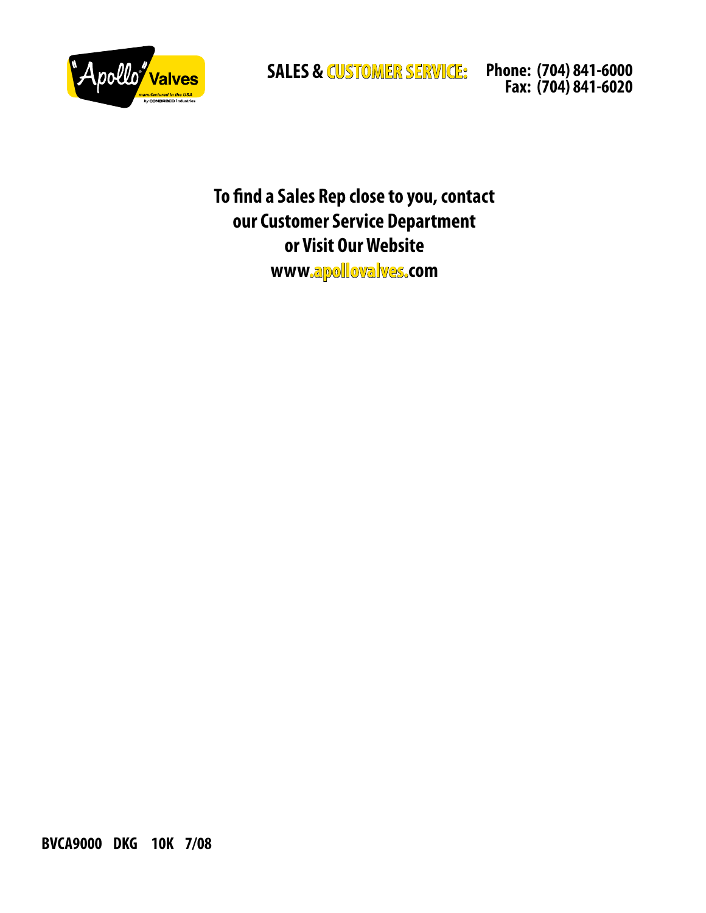"Apollo" Valves
manufactured in the USA
by CONBRACO Industries

**SALES & CUSTOMER SERVICE:** **Phone: (704) 841-6000**
**Fax: (704) 841-6020**

**To find a Sales Rep close to you, contact our Customer Service Department or Visit Our Website www.apollovalves.com**

**BVCA9000 DKG 10K 7/08**